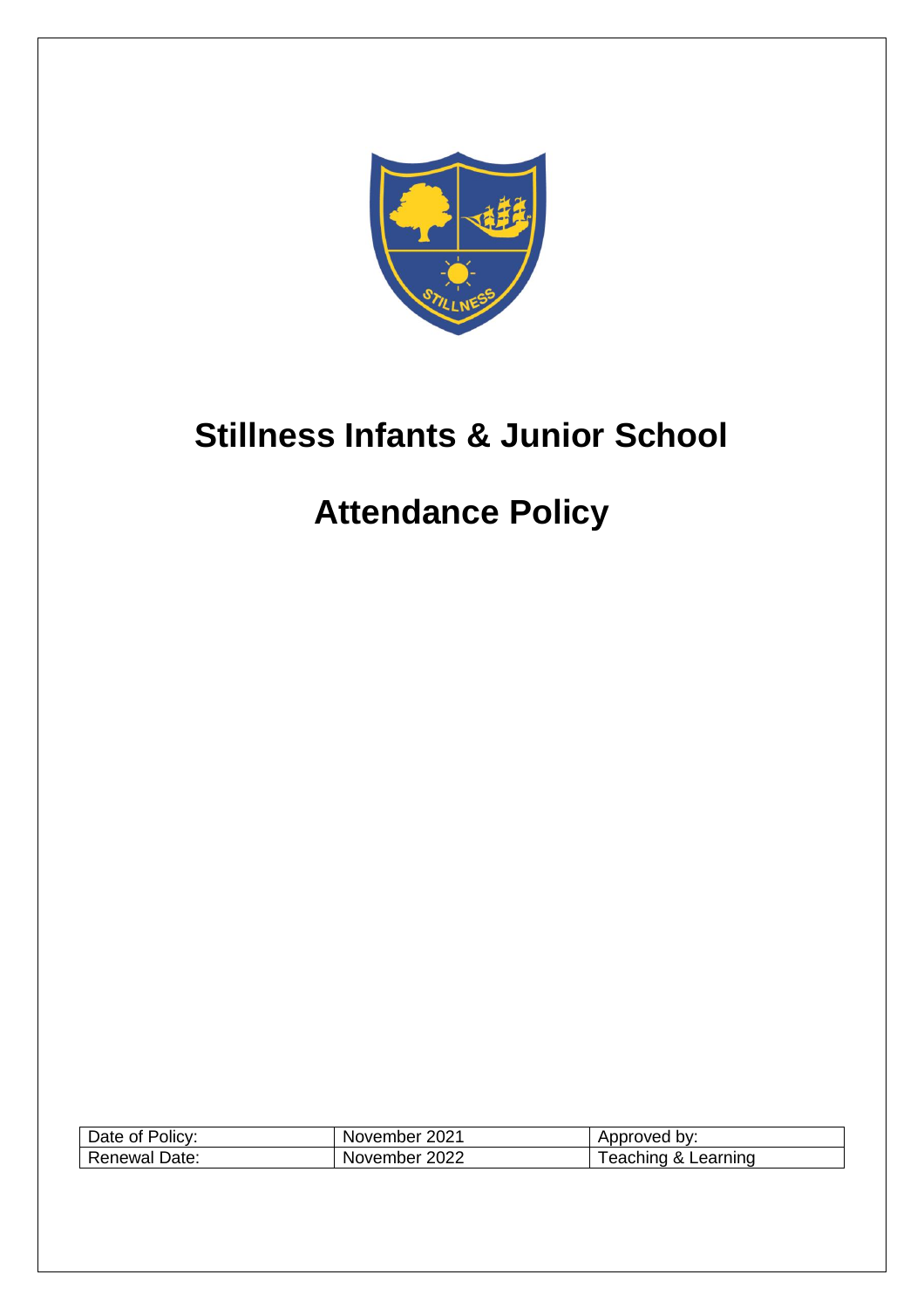# Stillness Infants & Junior School

# Attendance Policy

| Date of Policy: | November 2021 | Approved by: |
|---|---|---|
| Renewal Date: | November 2022 | Teaching & Learning |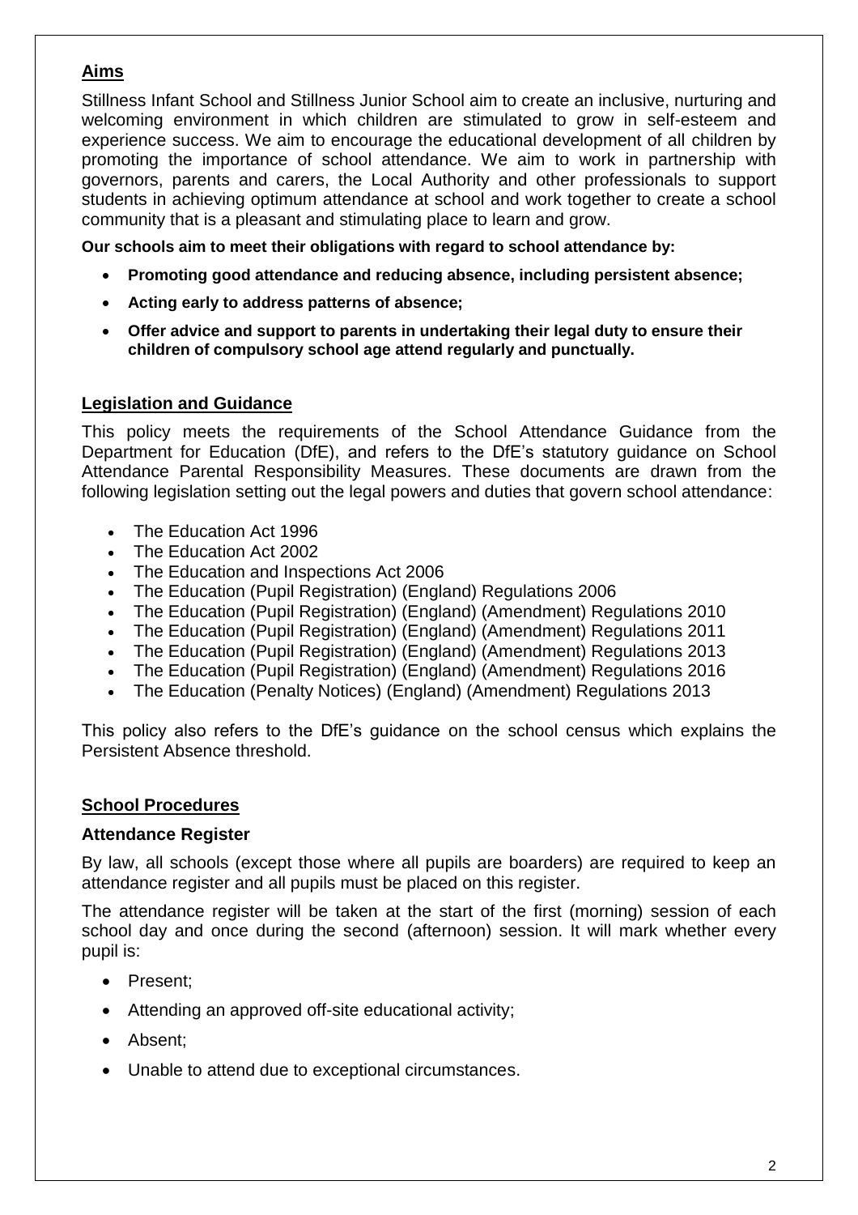## Aims

Stillness Infant School and Stillness Junior School aim to create an inclusive, nurturing and welcoming environment in which children are stimulated to grow in self-esteem and experience success. We aim to encourage the educational development of all children by promoting the importance of school attendance. We aim to work in partnership with governors, parents and carers, the Local Authority and other professionals to support students in achieving optimum attendance at school and work together to create a school community that is a pleasant and stimulating place to learn and grow.

**Our schools aim to meet their obligations with regard to school attendance by:**

- **Promoting good attendance and reducing absence, including persistent absence;**
- **Acting early to address patterns of absence;**
- **Offer advice and support to parents in undertaking their legal duty to ensure their children of compulsory school age attend regularly and punctually.**

## Legislation and Guidance

This policy meets the requirements of the School Attendance Guidance from the Department for Education (DfE), and refers to the DfE's statutory guidance on School Attendance Parental Responsibility Measures. These documents are drawn from the following legislation setting out the legal powers and duties that govern school attendance:

- The Education Act 1996
- The Education Act 2002
- The Education and Inspections Act 2006
- The Education (Pupil Registration) (England) Regulations 2006
- The Education (Pupil Registration) (England) (Amendment) Regulations 2010
- The Education (Pupil Registration) (England) (Amendment) Regulations 2011
- The Education (Pupil Registration) (England) (Amendment) Regulations 2013
- The Education (Pupil Registration) (England) (Amendment) Regulations 2016
- The Education (Penalty Notices) (England) (Amendment) Regulations 2013

This policy also refers to the DfE's guidance on the school census which explains the Persistent Absence threshold.

## School Procedures

### Attendance Register

By law, all schools (except those where all pupils are boarders) are required to keep an attendance register and all pupils must be placed on this register.

The attendance register will be taken at the start of the first (morning) session of each school day and once during the second (afternoon) session. It will mark whether every pupil is:

- Present;
- Attending an approved off-site educational activity;
- Absent;
- Unable to attend due to exceptional circumstances.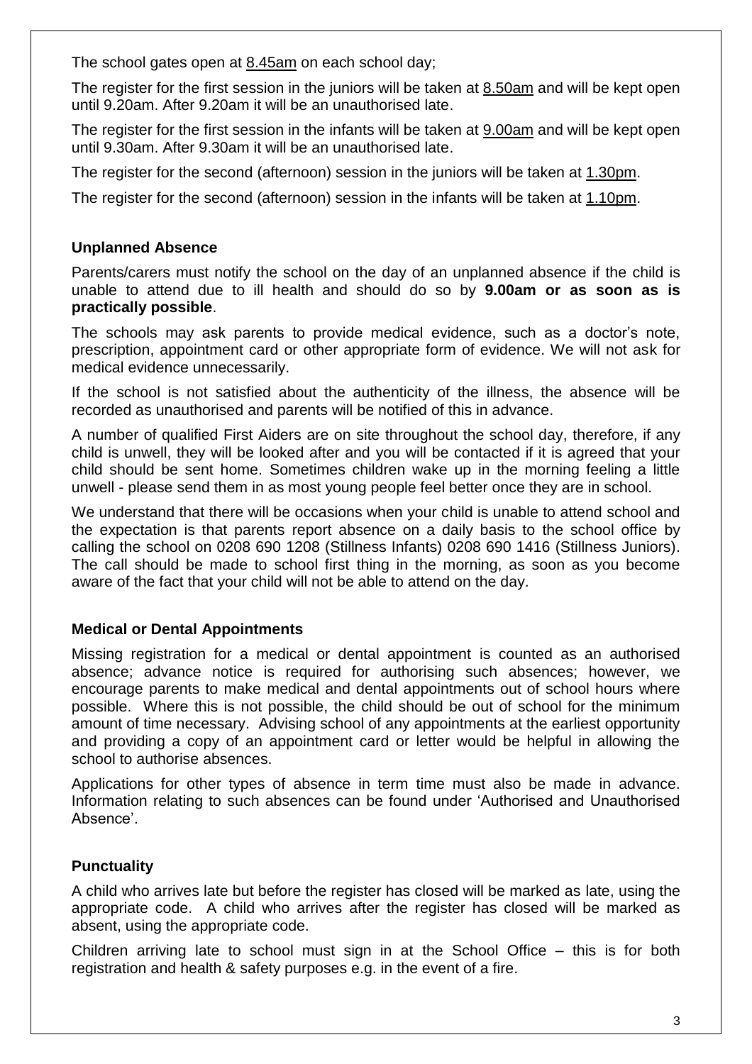The school gates open at 8.45am on each school day;

The register for the first session in the juniors will be taken at 8.50am and will be kept open until 9.20am. After 9.20am it will be an unauthorised late.

The register for the first session in the infants will be taken at 9.00am and will be kept open until 9.30am. After 9.30am it will be an unauthorised late.

The register for the second (afternoon) session in the juniors will be taken at 1.30pm.

The register for the second (afternoon) session in the infants will be taken at 1.10pm.

### Unplanned Absence

Parents/carers must notify the school on the day of an unplanned absence if the child is unable to attend due to ill health and should do so by **9.00am or as soon as is practically possible**.

The schools may ask parents to provide medical evidence, such as a doctor's note, prescription, appointment card or other appropriate form of evidence. We will not ask for medical evidence unnecessarily.

If the school is not satisfied about the authenticity of the illness, the absence will be recorded as unauthorised and parents will be notified of this in advance.

A number of qualified First Aiders are on site throughout the school day, therefore, if any child is unwell, they will be looked after and you will be contacted if it is agreed that your child should be sent home. Sometimes children wake up in the morning feeling a little unwell - please send them in as most young people feel better once they are in school.

We understand that there will be occasions when your child is unable to attend school and the expectation is that parents report absence on a daily basis to the school office by calling the school on 0208 690 1208 (Stillness Infants) 0208 690 1416 (Stillness Juniors). The call should be made to school first thing in the morning, as soon as you become aware of the fact that your child will not be able to attend on the day.

### Medical or Dental Appointments

Missing registration for a medical or dental appointment is counted as an authorised absence; advance notice is required for authorising such absences; however, we encourage parents to make medical and dental appointments out of school hours where possible. Where this is not possible, the child should be out of school for the minimum amount of time necessary. Advising school of any appointments at the earliest opportunity and providing a copy of an appointment card or letter would be helpful in allowing the school to authorise absences.

Applications for other types of absence in term time must also be made in advance. Information relating to such absences can be found under 'Authorised and Unauthorised Absence'.

### Punctuality

A child who arrives late but before the register has closed will be marked as late, using the appropriate code. A child who arrives after the register has closed will be marked as absent, using the appropriate code.

Children arriving late to school must sign in at the School Office – this is for both registration and health & safety purposes e.g. in the event of a fire.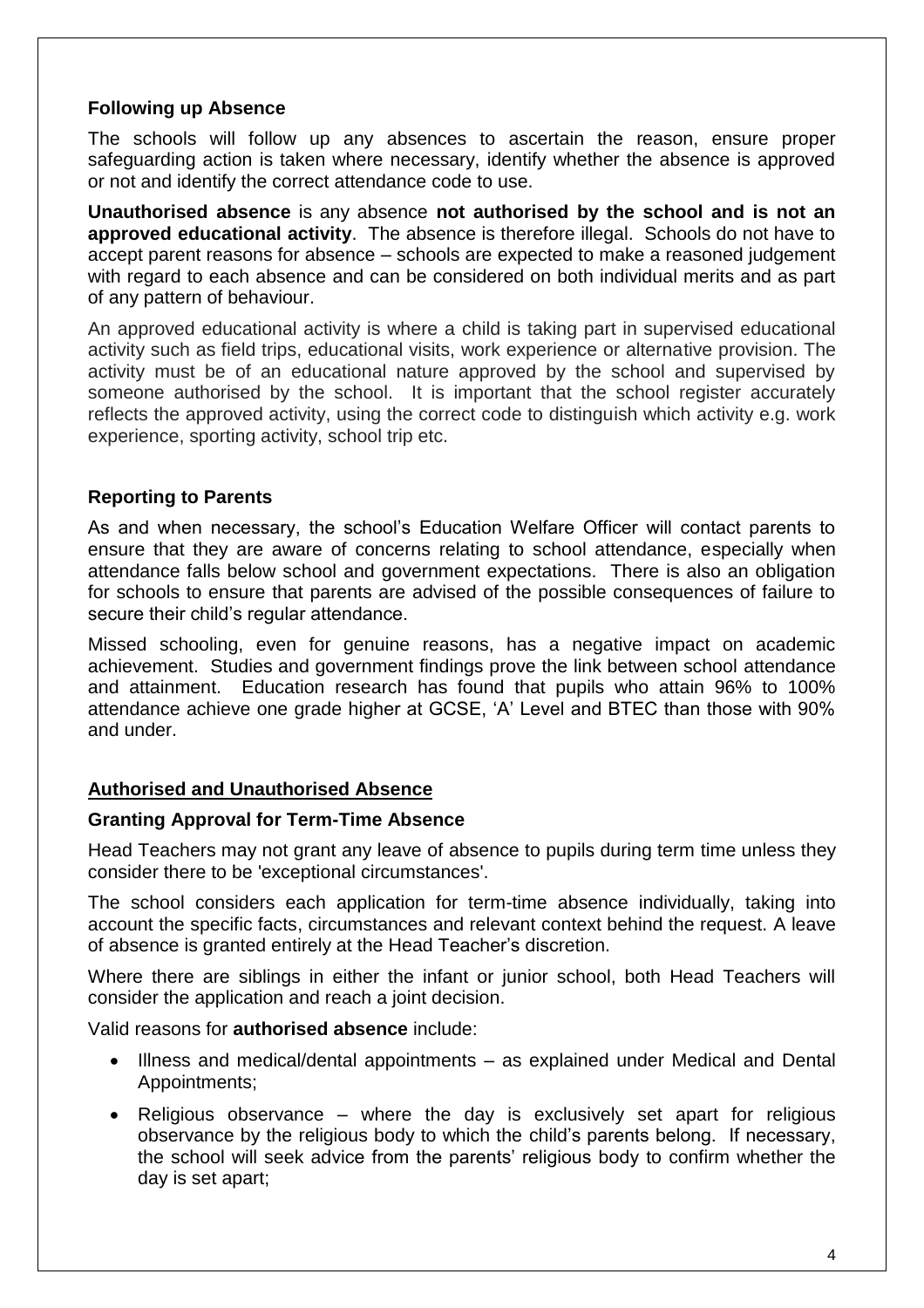### Following up Absence

The schools will follow up any absences to ascertain the reason, ensure proper safeguarding action is taken where necessary, identify whether the absence is approved or not and identify the correct attendance code to use.

**Unauthorised absence** is any absence **not authorised by the school and is not an approved educational activity**. The absence is therefore illegal. Schools do not have to accept parent reasons for absence – schools are expected to make a reasoned judgement with regard to each absence and can be considered on both individual merits and as part of any pattern of behaviour.

An approved educational activity is where a child is taking part in supervised educational activity such as field trips, educational visits, work experience or alternative provision. The activity must be of an educational nature approved by the school and supervised by someone authorised by the school. It is important that the school register accurately reflects the approved activity, using the correct code to distinguish which activity e.g. work experience, sporting activity, school trip etc.

### Reporting to Parents

As and when necessary, the school's Education Welfare Officer will contact parents to ensure that they are aware of concerns relating to school attendance, especially when attendance falls below school and government expectations. There is also an obligation for schools to ensure that parents are advised of the possible consequences of failure to secure their child's regular attendance.

Missed schooling, even for genuine reasons, has a negative impact on academic achievement. Studies and government findings prove the link between school attendance and attainment. Education research has found that pupils who attain 96% to 100% attendance achieve one grade higher at GCSE, 'A' Level and BTEC than those with 90% and under.

## Authorised and Unauthorised Absence

### Granting Approval for Term-Time Absence

Head Teachers may not grant any leave of absence to pupils during term time unless they consider there to be 'exceptional circumstances'.

The school considers each application for term-time absence individually, taking into account the specific facts, circumstances and relevant context behind the request. A leave of absence is granted entirely at the Head Teacher's discretion.

Where there are siblings in either the infant or junior school, both Head Teachers will consider the application and reach a joint decision.

Valid reasons for **authorised absence** include:

- Illness and medical/dental appointments – as explained under Medical and Dental Appointments;
- Religious observance – where the day is exclusively set apart for religious observance by the religious body to which the child's parents belong. If necessary, the school will seek advice from the parents' religious body to confirm whether the day is set apart;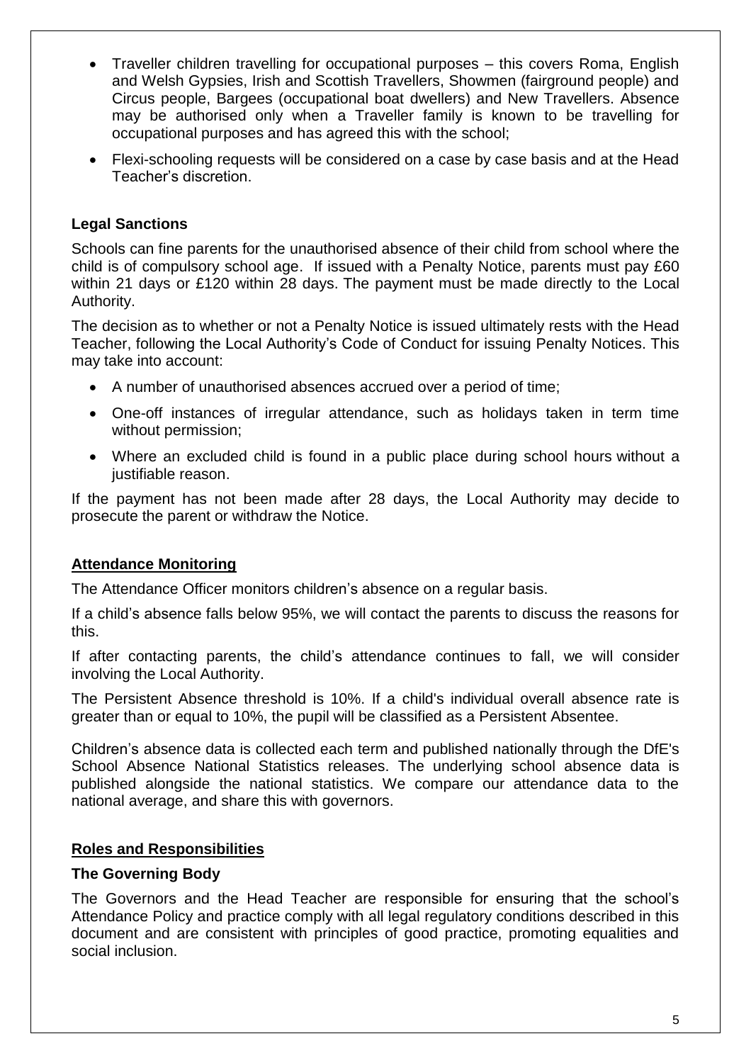- Traveller children travelling for occupational purposes – this covers Roma, English and Welsh Gypsies, Irish and Scottish Travellers, Showmen (fairground people) and Circus people, Bargees (occupational boat dwellers) and New Travellers. Absence may be authorised only when a Traveller family is known to be travelling for occupational purposes and has agreed this with the school;
- Flexi-schooling requests will be considered on a case by case basis and at the Head Teacher's discretion.

### Legal Sanctions

Schools can fine parents for the unauthorised absence of their child from school where the child is of compulsory school age. If issued with a Penalty Notice, parents must pay £60 within 21 days or £120 within 28 days. The payment must be made directly to the Local Authority.

The decision as to whether or not a Penalty Notice is issued ultimately rests with the Head Teacher, following the Local Authority's Code of Conduct for issuing Penalty Notices. This may take into account:

- A number of unauthorised absences accrued over a period of time;
- One-off instances of irregular attendance, such as holidays taken in term time without permission;
- Where an excluded child is found in a public place during school hours without a justifiable reason.

If the payment has not been made after 28 days, the Local Authority may decide to prosecute the parent or withdraw the Notice.

## Attendance Monitoring

The Attendance Officer monitors children's absence on a regular basis.

If a child's absence falls below 95%, we will contact the parents to discuss the reasons for this.

If after contacting parents, the child's attendance continues to fall, we will consider involving the Local Authority.

The Persistent Absence threshold is 10%. If a child's individual overall absence rate is greater than or equal to 10%, the pupil will be classified as a Persistent Absentee.

Children's absence data is collected each term and published nationally through the DfE's School Absence National Statistics releases. The underlying school absence data is published alongside the national statistics. We compare our attendance data to the national average, and share this with governors.

## Roles and Responsibilities

### The Governing Body

The Governors and the Head Teacher are responsible for ensuring that the school's Attendance Policy and practice comply with all legal regulatory conditions described in this document and are consistent with principles of good practice, promoting equalities and social inclusion.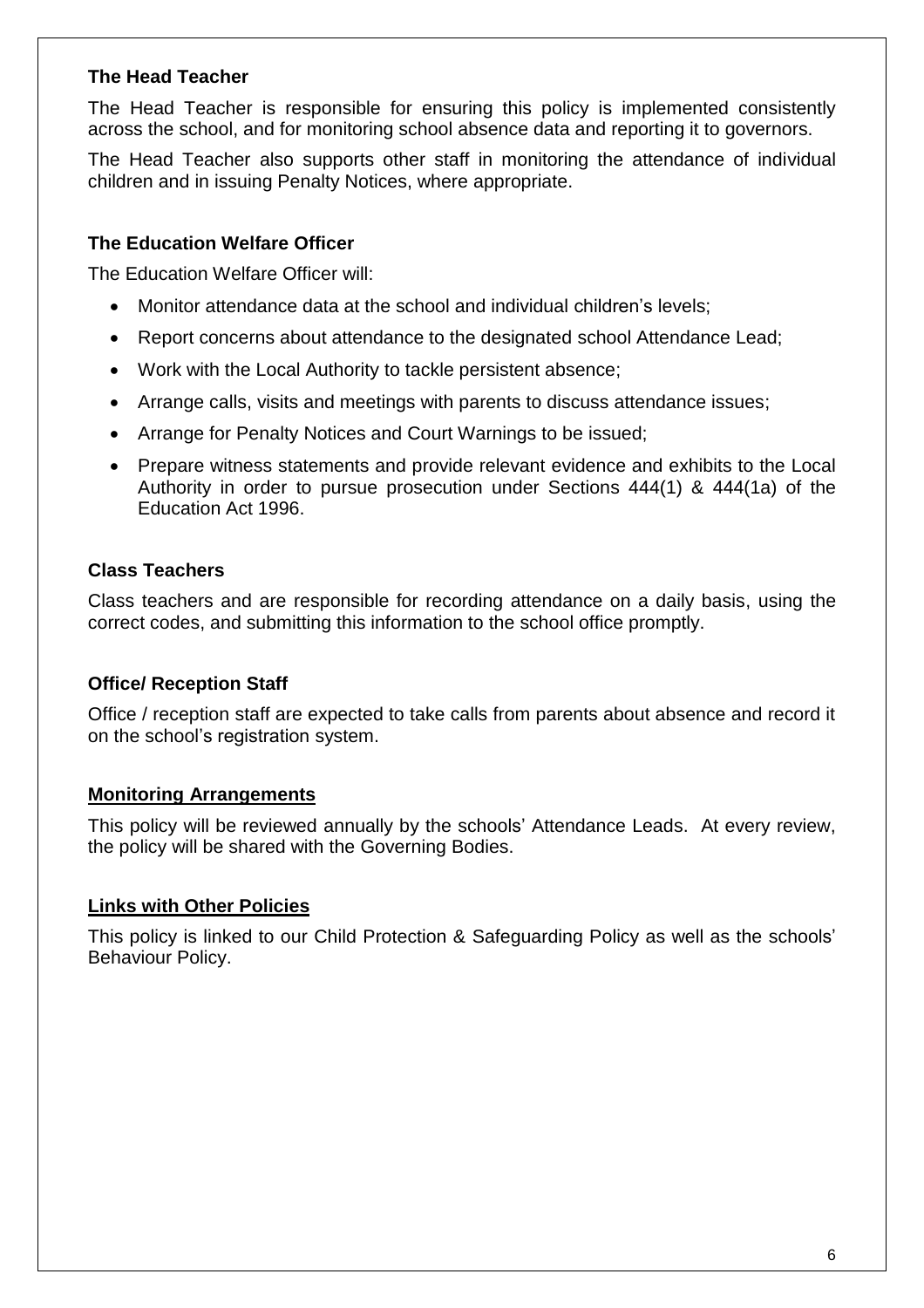### The Head Teacher

The Head Teacher is responsible for ensuring this policy is implemented consistently across the school, and for monitoring school absence data and reporting it to governors.

The Head Teacher also supports other staff in monitoring the attendance of individual children and in issuing Penalty Notices, where appropriate.

### The Education Welfare Officer

The Education Welfare Officer will:

- Monitor attendance data at the school and individual children's levels;
- Report concerns about attendance to the designated school Attendance Lead;
- Work with the Local Authority to tackle persistent absence;
- Arrange calls, visits and meetings with parents to discuss attendance issues;
- Arrange for Penalty Notices and Court Warnings to be issued;
- Prepare witness statements and provide relevant evidence and exhibits to the Local Authority in order to pursue prosecution under Sections 444(1) & 444(1a) of the Education Act 1996.

### Class Teachers

Class teachers and are responsible for recording attendance on a daily basis, using the correct codes, and submitting this information to the school office promptly.

### Office/ Reception Staff

Office / reception staff are expected to take calls from parents about absence and record it on the school's registration system.

## Monitoring Arrangements

This policy will be reviewed annually by the schools' Attendance Leads. At every review, the policy will be shared with the Governing Bodies.

## Links with Other Policies

This policy is linked to our Child Protection & Safeguarding Policy as well as the schools' Behaviour Policy.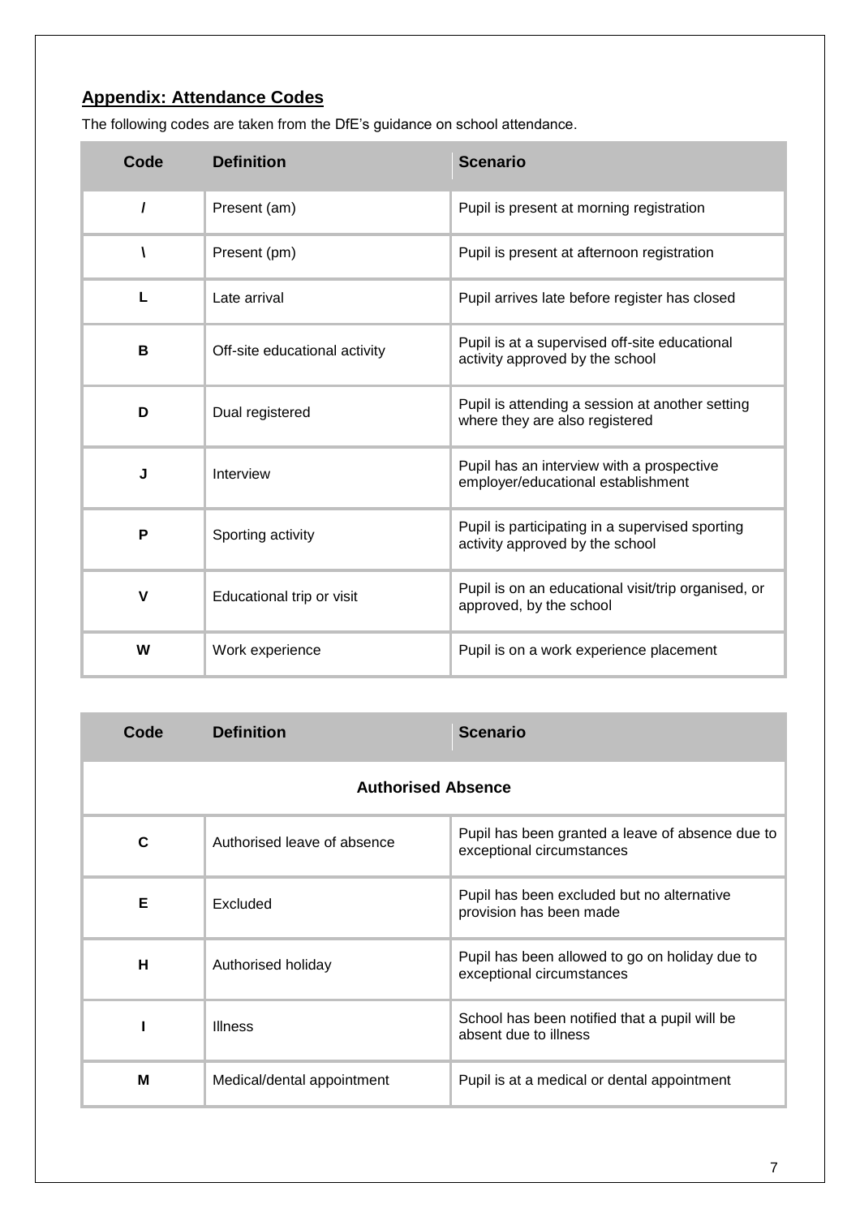## Appendix: Attendance Codes

The following codes are taken from the DfE's guidance on school attendance.

| Code | Definition | Scenario |
|---|---|---|
| / | Present (am) | Pupil is present at morning registration |
| \ | Present (pm) | Pupil is present at afternoon registration |
| L | Late arrival | Pupil arrives late before register has closed |
| B | Off-site educational activity | Pupil is at a supervised off-site educational activity approved by the school |
| D | Dual registered | Pupil is attending a session at another setting where they are also registered |
| J | Interview | Pupil has an interview with a prospective employer/educational establishment |
| P | Sporting activity | Pupil is participating in a supervised sporting activity approved by the school |
| V | Educational trip or visit | Pupil is on an educational visit/trip organised, or approved, by the school |
| W | Work experience | Pupil is on a work experience placement |

| Code | Definition | Scenario |
|---|---|---|
| **Authorised Absence** | | |
| C | Authorised leave of absence | Pupil has been granted a leave of absence due to exceptional circumstances |
| E | Excluded | Pupil has been excluded but no alternative provision has been made |
| H | Authorised holiday | Pupil has been allowed to go on holiday due to exceptional circumstances |
| I | Illness | School has been notified that a pupil will be absent due to illness |
| M | Medical/dental appointment | Pupil is at a medical or dental appointment |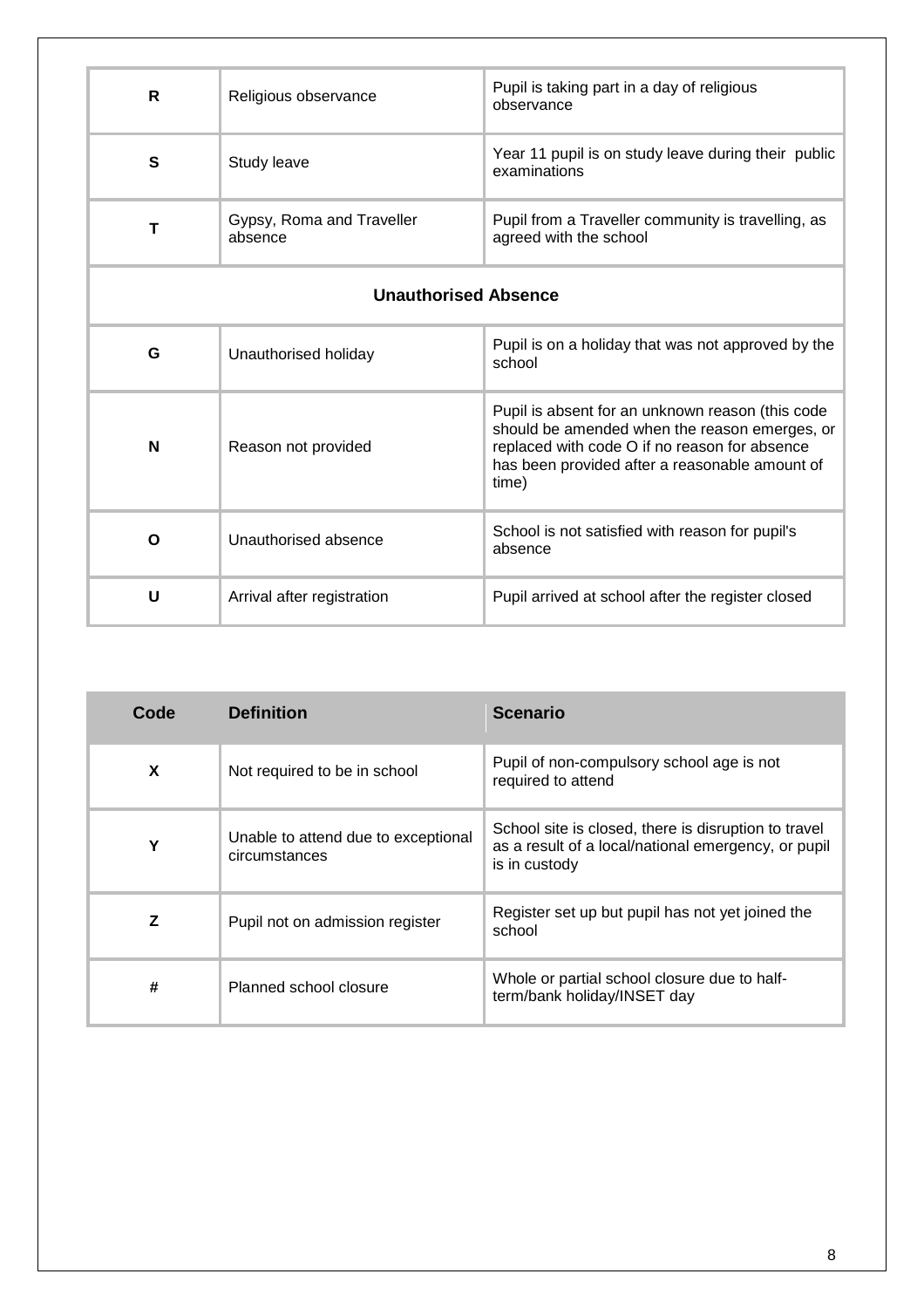| | | |
|---|---|---|
| **R** | Religious observance | Pupil is taking part in a day of religious observance |
| **S** | Study leave | Year 11 pupil is on study leave during their public examinations |
| **T** | Gypsy, Roma and Traveller absence | Pupil from a Traveller community is travelling, as agreed with the school |
| **Unauthorised Absence** | | |
| **G** | Unauthorised holiday | Pupil is on a holiday that was not approved by the school |
| **N** | Reason not provided | Pupil is absent for an unknown reason (this code should be amended when the reason emerges, or replaced with code O if no reason for absence has been provided after a reasonable amount of time) |
| **O** | Unauthorised absence | School is not satisfied with reason for pupil's absence |
| **U** | Arrival after registration | Pupil arrived at school after the register closed |

| Code | Definition | Scenario |
|---|---|---|
| **X** | Not required to be in school | Pupil of non-compulsory school age is not required to attend |
| **Y** | Unable to attend due to exceptional circumstances | School site is closed, there is disruption to travel as a result of a local/national emergency, or pupil is in custody |
| **Z** | Pupil not on admission register | Register set up but pupil has not yet joined the school |
| **#** | Planned school closure | Whole or partial school closure due to half-term/bank holiday/INSET day |